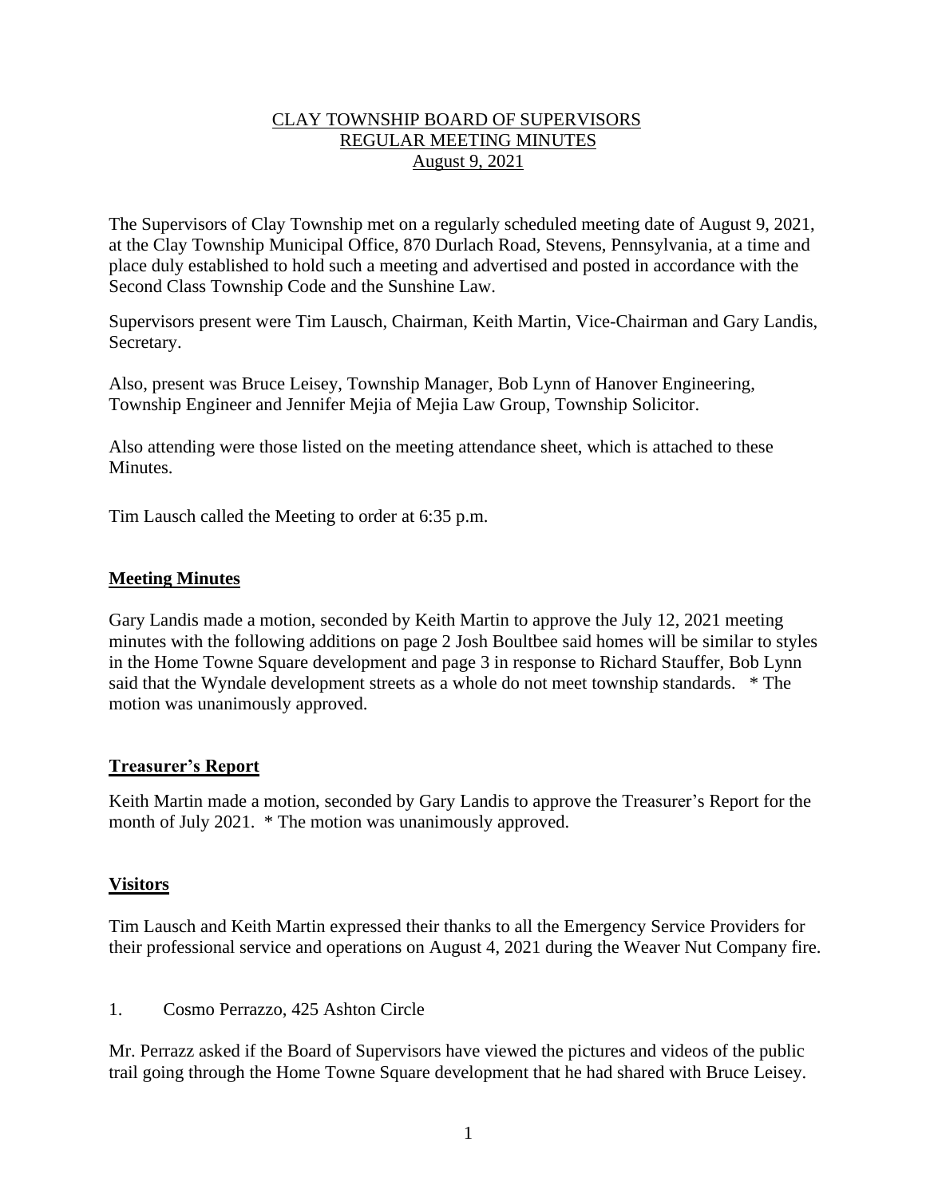CLAY TOWNSHIP BOARD OF SUPERVISORS
REGULAR MEETING MINUTES
August 9, 2021

The Supervisors of Clay Township met on a regularly scheduled meeting date of August 9, 2021, at the Clay Township Municipal Office, 870 Durlach Road, Stevens, Pennsylvania, at a time and place duly established to hold such a meeting and advertised and posted in accordance with the Second Class Township Code and the Sunshine Law.

Supervisors present were Tim Lausch, Chairman, Keith Martin, Vice-Chairman and Gary Landis, Secretary.

Also, present was Bruce Leisey, Township Manager, Bob Lynn of Hanover Engineering, Township Engineer and Jennifer Mejia of Mejia Law Group, Township Solicitor.

Also attending were those listed on the meeting attendance sheet, which is attached to these Minutes.

Tim Lausch called the Meeting to order at 6:35 p.m.

## Meeting Minutes

Gary Landis made a motion, seconded by Keith Martin to approve the July 12, 2021 meeting minutes with the following additions on page 2 Josh Boultbee said homes will be similar to styles in the Home Towne Square development and page 3 in response to Richard Stauffer, Bob Lynn said that the Wyndale development streets as a whole do not meet township standards. * The motion was unanimously approved.

## Treasurer's Report

Keith Martin made a motion, seconded by Gary Landis to approve the Treasurer's Report for the month of July 2021. * The motion was unanimously approved.

## Visitors

Tim Lausch and Keith Martin expressed their thanks to all the Emergency Service Providers for their professional service and operations on August 4, 2021 during the Weaver Nut Company fire.

1. Cosmo Perrazzo, 425 Ashton Circle

Mr. Perrazz asked if the Board of Supervisors have viewed the pictures and videos of the public trail going through the Home Towne Square development that he had shared with Bruce Leisey.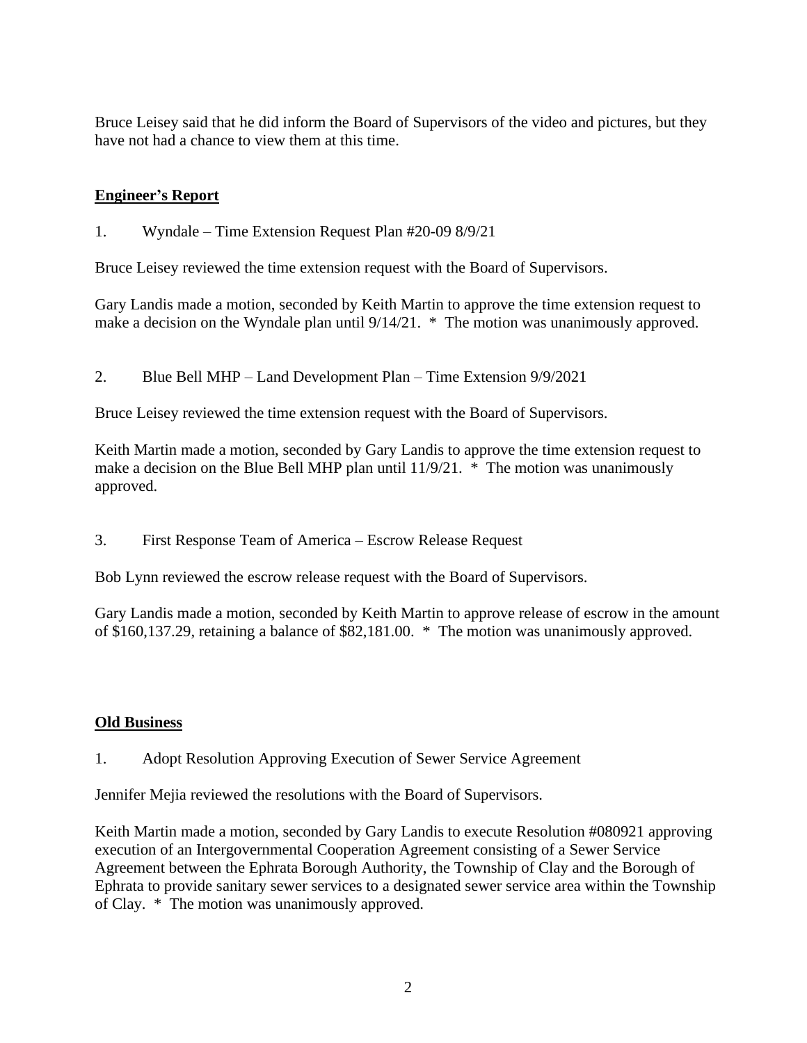Bruce Leisey said that he did inform the Board of Supervisors of the video and pictures, but they have not had a chance to view them at this time.

## Engineer's Report

1. Wyndale – Time Extension Request Plan #20-09 8/9/21

Bruce Leisey reviewed the time extension request with the Board of Supervisors.

Gary Landis made a motion, seconded by Keith Martin to approve the time extension request to make a decision on the Wyndale plan until 9/14/21. * The motion was unanimously approved.

2. Blue Bell MHP – Land Development Plan – Time Extension 9/9/2021

Bruce Leisey reviewed the time extension request with the Board of Supervisors.

Keith Martin made a motion, seconded by Gary Landis to approve the time extension request to make a decision on the Blue Bell MHP plan until 11/9/21. * The motion was unanimously approved.

3. First Response Team of America – Escrow Release Request

Bob Lynn reviewed the escrow release request with the Board of Supervisors.

Gary Landis made a motion, seconded by Keith Martin to approve release of escrow in the amount of $160,137.29, retaining a balance of $82,181.00. * The motion was unanimously approved.

## Old Business

1. Adopt Resolution Approving Execution of Sewer Service Agreement

Jennifer Mejia reviewed the resolutions with the Board of Supervisors.

Keith Martin made a motion, seconded by Gary Landis to execute Resolution #080921 approving execution of an Intergovernmental Cooperation Agreement consisting of a Sewer Service Agreement between the Ephrata Borough Authority, the Township of Clay and the Borough of Ephrata to provide sanitary sewer services to a designated sewer service area within the Township of Clay. * The motion was unanimously approved.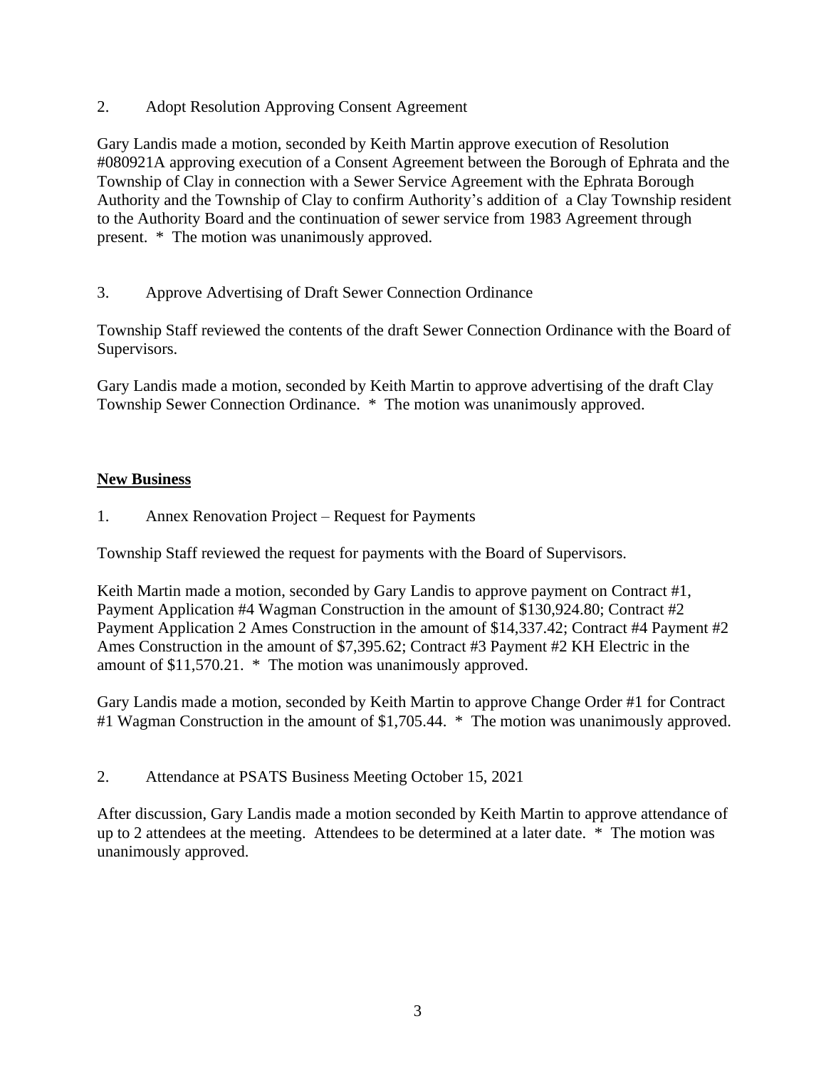2. Adopt Resolution Approving Consent Agreement

Gary Landis made a motion, seconded by Keith Martin approve execution of Resolution #080921A approving execution of a Consent Agreement between the Borough of Ephrata and the Township of Clay in connection with a Sewer Service Agreement with the Ephrata Borough Authority and the Township of Clay to confirm Authority's addition of a Clay Township resident to the Authority Board and the continuation of sewer service from 1983 Agreement through present. * The motion was unanimously approved.

3. Approve Advertising of Draft Sewer Connection Ordinance

Township Staff reviewed the contents of the draft Sewer Connection Ordinance with the Board of Supervisors.

Gary Landis made a motion, seconded by Keith Martin to approve advertising of the draft Clay Township Sewer Connection Ordinance. * The motion was unanimously approved.

## New Business

1. Annex Renovation Project – Request for Payments

Township Staff reviewed the request for payments with the Board of Supervisors.

Keith Martin made a motion, seconded by Gary Landis to approve payment on Contract #1, Payment Application #4 Wagman Construction in the amount of $130,924.80; Contract #2 Payment Application 2 Ames Construction in the amount of $14,337.42; Contract #4 Payment #2 Ames Construction in the amount of $7,395.62; Contract #3 Payment #2 KH Electric in the amount of $11,570.21. * The motion was unanimously approved.

Gary Landis made a motion, seconded by Keith Martin to approve Change Order #1 for Contract #1 Wagman Construction in the amount of $1,705.44. * The motion was unanimously approved.

2. Attendance at PSATS Business Meeting October 15, 2021

After discussion, Gary Landis made a motion seconded by Keith Martin to approve attendance of up to 2 attendees at the meeting. Attendees to be determined at a later date. * The motion was unanimously approved.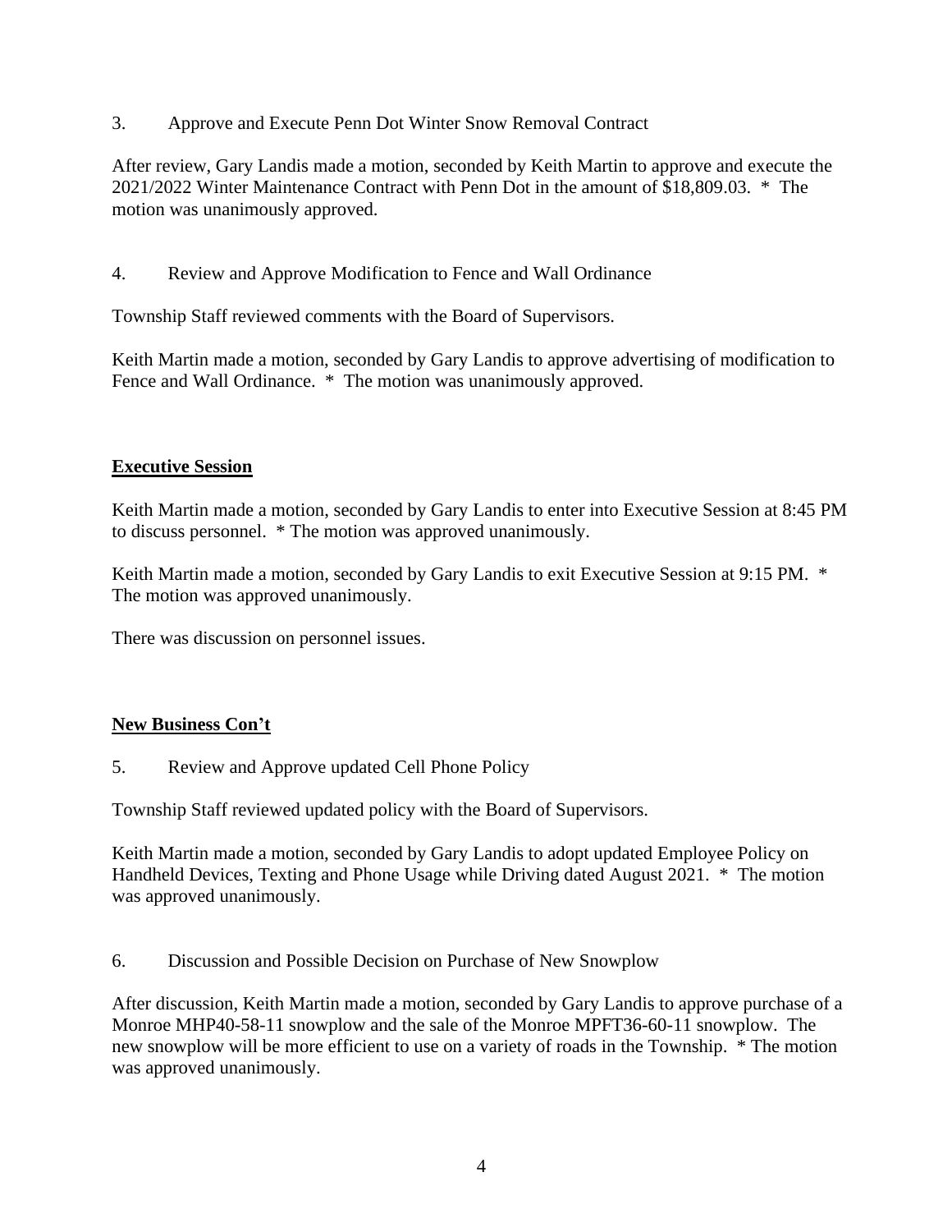3. Approve and Execute Penn Dot Winter Snow Removal Contract

After review, Gary Landis made a motion, seconded by Keith Martin to approve and execute the 2021/2022 Winter Maintenance Contract with Penn Dot in the amount of $18,809.03. * The motion was unanimously approved.

4. Review and Approve Modification to Fence and Wall Ordinance

Township Staff reviewed comments with the Board of Supervisors.

Keith Martin made a motion, seconded by Gary Landis to approve advertising of modification to Fence and Wall Ordinance. * The motion was unanimously approved.

**Executive Session**

Keith Martin made a motion, seconded by Gary Landis to enter into Executive Session at 8:45 PM to discuss personnel. * The motion was approved unanimously.

Keith Martin made a motion, seconded by Gary Landis to exit Executive Session at 9:15 PM. * The motion was approved unanimously.

There was discussion on personnel issues.

**New Business Con't**

5. Review and Approve updated Cell Phone Policy

Township Staff reviewed updated policy with the Board of Supervisors.

Keith Martin made a motion, seconded by Gary Landis to adopt updated Employee Policy on Handheld Devices, Texting and Phone Usage while Driving dated August 2021. * The motion was approved unanimously.

6. Discussion and Possible Decision on Purchase of New Snowplow

After discussion, Keith Martin made a motion, seconded by Gary Landis to approve purchase of a Monroe MHP40-58-11 snowplow and the sale of the Monroe MPFT36-60-11 snowplow. The new snowplow will be more efficient to use on a variety of roads in the Township. * The motion was approved unanimously.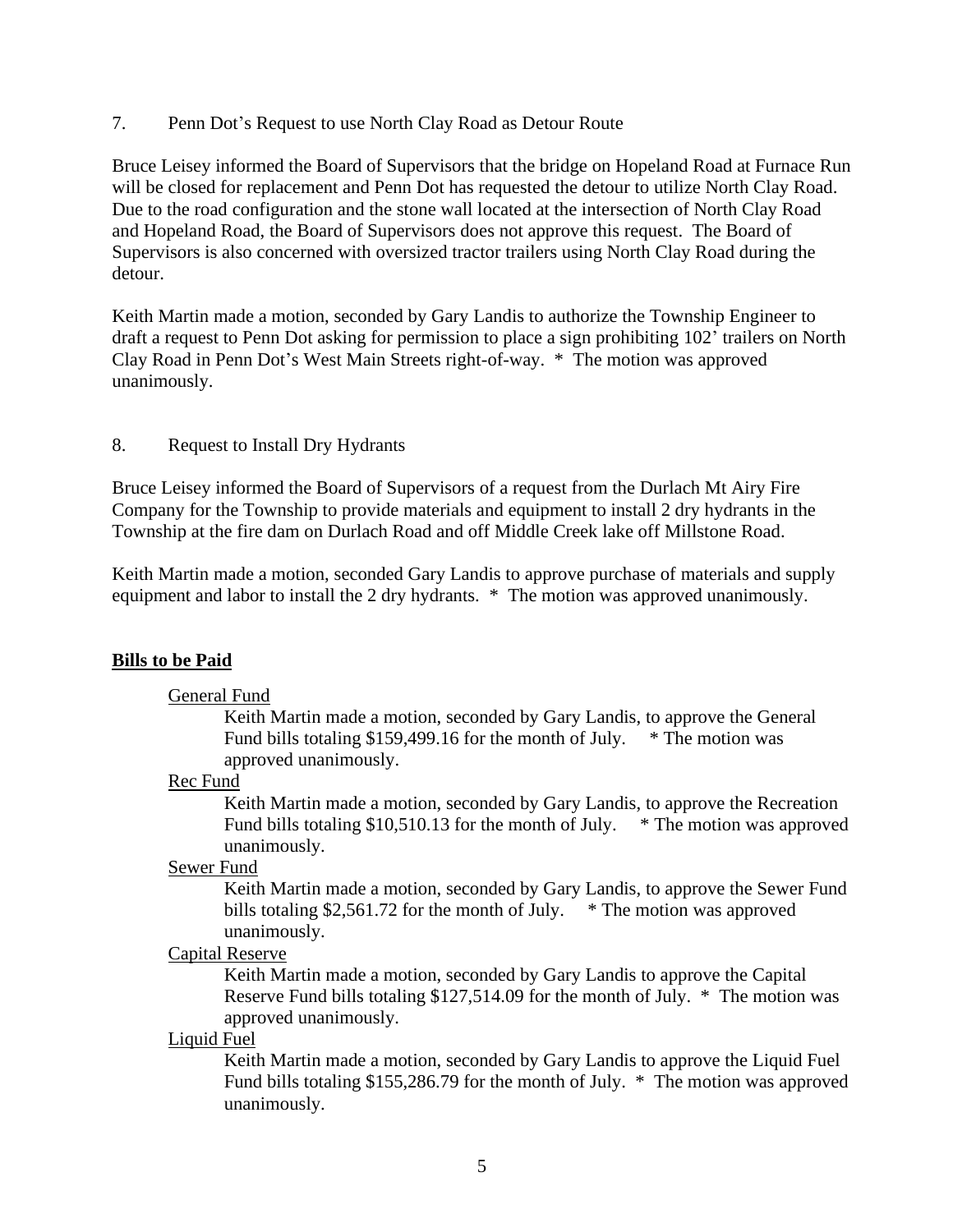7. Penn Dot's Request to use North Clay Road as Detour Route

Bruce Leisey informed the Board of Supervisors that the bridge on Hopeland Road at Furnace Run will be closed for replacement and Penn Dot has requested the detour to utilize North Clay Road. Due to the road configuration and the stone wall located at the intersection of North Clay Road and Hopeland Road, the Board of Supervisors does not approve this request. The Board of Supervisors is also concerned with oversized tractor trailers using North Clay Road during the detour.

Keith Martin made a motion, seconded by Gary Landis to authorize the Township Engineer to draft a request to Penn Dot asking for permission to place a sign prohibiting 102' trailers on North Clay Road in Penn Dot's West Main Streets right-of-way. * The motion was approved unanimously.

8. Request to Install Dry Hydrants

Bruce Leisey informed the Board of Supervisors of a request from the Durlach Mt Airy Fire Company for the Township to provide materials and equipment to install 2 dry hydrants in the Township at the fire dam on Durlach Road and off Middle Creek lake off Millstone Road.

Keith Martin made a motion, seconded Gary Landis to approve purchase of materials and supply equipment and labor to install the 2 dry hydrants. * The motion was approved unanimously.

**Bills to be Paid**

General Fund

Keith Martin made a motion, seconded by Gary Landis, to approve the General Fund bills totaling $159,499.16 for the month of July. * The motion was approved unanimously.

Rec Fund

Keith Martin made a motion, seconded by Gary Landis, to approve the Recreation Fund bills totaling $10,510.13 for the month of July. * The motion was approved unanimously.

Sewer Fund

Keith Martin made a motion, seconded by Gary Landis, to approve the Sewer Fund bills totaling $2,561.72 for the month of July. * The motion was approved unanimously.

Capital Reserve

Keith Martin made a motion, seconded by Gary Landis to approve the Capital Reserve Fund bills totaling $127,514.09 for the month of July. * The motion was approved unanimously.

Liquid Fuel

Keith Martin made a motion, seconded by Gary Landis to approve the Liquid Fuel Fund bills totaling $155,286.79 for the month of July. * The motion was approved unanimously.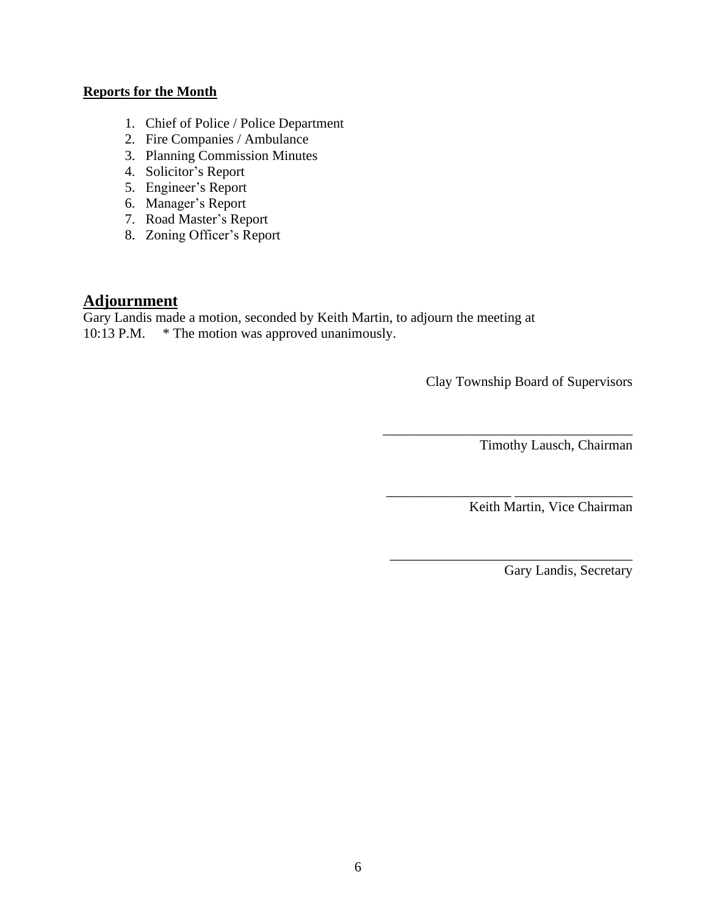**Reports for the Month**

1. Chief of Police / Police Department
2. Fire Companies / Ambulance
3. Planning Commission Minutes
4. Solicitor's Report
5. Engineer's Report
6. Manager's Report
7. Road Master's Report
8. Zoning Officer's Report

## Adjournment

Gary Landis made a motion, seconded by Keith Martin, to adjourn the meeting at 10:13 P.M. * The motion was approved unanimously.

Clay Township Board of Supervisors

_____________________________________
Timothy Lausch, Chairman

_____________________________________
Keith Martin, Vice Chairman

_____________________________________
Gary Landis, Secretary